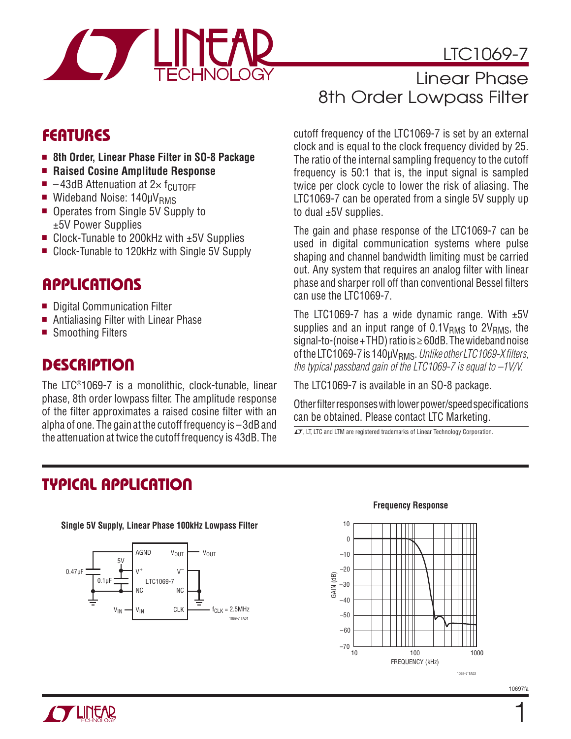# LTC1069-7

## Linear Phase 8th Order Lowpass Filter

## FEATURES

- **8th Order, Linear Phase Filter in SO-8 Package**
- **Raised Cosine Amplitude Response**
- –43dB Attenuation at 2× $f_{CUTOFF}$
- Wideband Noise: 140μ$V_{RMS}$
- Operates from Single 5V Supply to ±5V Power Supplies
- Clock-Tunable to 200kHz with ±5V Supplies
- Clock-Tunable to 120kHz with Single 5V Supply

## APPLICATIONS

- Digital Communication Filter
- Antialiasing Filter with Linear Phase
- Smoothing Filters

## DESCRIPTION

The LTC®1069-7 is a monolithic, clock-tunable, linear phase, 8th order lowpass filter. The amplitude response of the filter approximates a raised cosine filter with an alpha of one. The gain at the cutoff frequency is –3dB and the attenuation at twice the cutoff frequency is 43dB. The cutoff frequency of the LTC1069-7 is set by an external clock and is equal to the clock frequency divided by 25. The ratio of the internal sampling frequency to the cutoff frequency is 50:1 that is, the input signal is sampled twice per clock cycle to lower the risk of aliasing. The LTC1069-7 can be operated from a single 5V supply up to dual ±5V supplies.

The gain and phase response of the LTC1069-7 can be used in digital communication systems where pulse shaping and channel bandwidth limiting must be carried out. Any system that requires an analog filter with linear phase and sharper roll off than conventional Bessel filters can use the LTC1069-7.

The LTC1069-7 has a wide dynamic range. With ±5V supplies and an input range of 0.1$V_{RMS}$ to 2$V_{RMS}$, the signal-to-(noise + THD) ratio is ≥ 60dB. The wideband noise of the LTC1069-7 is 140μ$V_{RMS}$. *Unlike other LTC1069-X filters, the typical passband gain of the LTC1069-7 is equal to –1V/V.*

The LTC1069-7 is available in an SO-8 package.

Other filter responses with lower power/speed specifications can be obtained. Please contact LTC Marketing.

LT, LTC and LTM are registered trademarks of Linear Technology Corporation.

## TYPICAL APPLICATION

**Single 5V Supply, Linear Phase 100kHz Lowpass Filter**

**Frequency Response**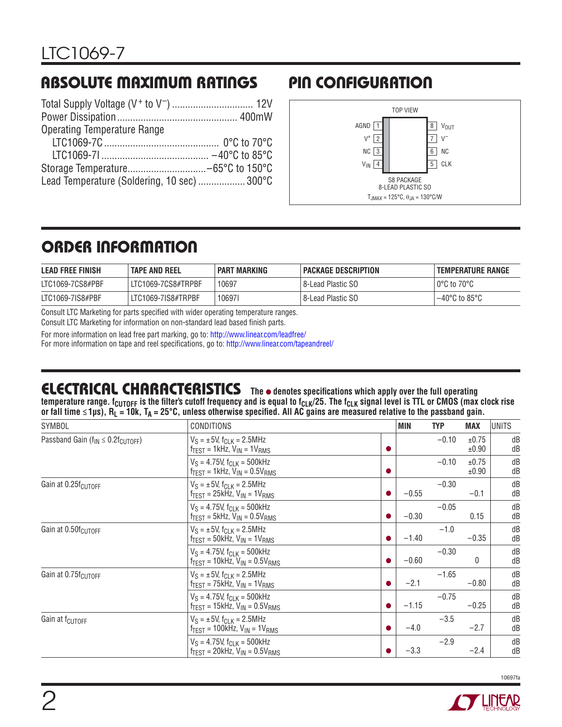## ABSOLUTE MAXIMUM RATINGS

Total Supply Voltage ($V^+$ to $V^-$) ............................... 12V
Power Dissipation ............................................. 400mW
Operating Temperature Range
LTC1069-7C ........................................... 0°C to 70°C
LTC1069-7I ........................................ –40°C to 85°C
Storage Temperature ............................. –65°C to 150°C
Lead Temperature (Soldering, 10 sec) .................. 300°C

## PIN CONFIGURATION

TOP VIEW

| Pin | Name | Pin | Name |
|---|---|---|---|
| 1 | AGND | 8 | $V_{OUT}$ |
| 2 | $V^+$ | 7 | $V^-$ |
| 3 | NC | 6 | NC |
| 4 | $V_{IN}$ | 5 | CLK |

S8 PACKAGE
8-LEAD PLASTIC SO
$T_{JMAX}$ = 125°C, $\theta_{JA}$ = 130°C/W

## ORDER INFORMATION

| LEAD FREE FINISH | TAPE AND REEL | PART MARKING | PACKAGE DESCRIPTION | TEMPERATURE RANGE |
|---|---|---|---|---|
| LTC1069-7CS8#PBF | LTC1069-7CS8#TRPBF | 10697 | 8-Lead Plastic SO | 0°C to 70°C |
| LTC1069-7IS8#PBF | LTC1069-7IS8#TRPBF | 10697I | 8-Lead Plastic SO | –40°C to 85°C |

Consult LTC Marketing for parts specified with wider operating temperature ranges.
Consult LTC Marketing for information on non-standard lead based finish parts.

For more information on lead free part marking, go to: http://www.linear.com/leadfree/
For more information on tape and reel specifications, go to: http://www.linear.com/tapeandreel/

## ELECTRICAL CHARACTERISTICS

**The ● denotes specifications which apply over the full operating temperature range. $f_{CUTOFF}$ is the filter's cutoff frequency and is equal to $f_{CLK}/25$. The $f_{CLK}$ signal level is TTL or CMOS (max clock rise or fall time ≤1µs), $R_L$ = 10k, $T_A$ = 25°C, unless otherwise specified. All AC gains are measured relative to the passband gain.**

| SYMBOL | CONDITIONS | | MIN | TYP | MAX | UNITS |
|---|---|---|---|---|---|---|
| Passband Gain ($f_{IN} \le 0.2f_{CUTOFF}$) | $V_S$ = ±5V, $f_{CLK}$ = 2.5MHz, $f_{TEST}$ = 1kHz, $V_{IN}$ = $1V_{RMS}$ | | | –0.10 | ±0.75 | dB |
| | | ● | | | ±0.90 | dB |
| | $V_S$ = 4.75V, $f_{CLK}$ = 500kHz, $f_{TEST}$ = 1kHz, $V_{IN}$ = $0.5V_{RMS}$ | | | –0.10 | ±0.75 | dB |
| | | ● | | | ±0.90 | dB |
| Gain at $0.25f_{CUTOFF}$ | $V_S$ = ±5V, $f_{CLK}$ = 2.5MHz, $f_{TEST}$ = 25kHz, $V_{IN}$ = $1V_{RMS}$ | | | –0.30 | | dB |
| | | ● | –0.55 | | –0.1 | dB |
| | $V_S$ = 4.75V, $f_{CLK}$ = 500kHz, $f_{TEST}$ = 5kHz, $V_{IN}$ = $0.5V_{RMS}$ | | | –0.05 | | dB |
| | | ● | –0.30 | | 0.15 | dB |
| Gain at $0.50f_{CUTOFF}$ | $V_S$ = ±5V, $f_{CLK}$ = 2.5MHz, $f_{TEST}$ = 50kHz, $V_{IN}$ = $1V_{RMS}$ | | | –1.0 | | dB |
| | | ● | –1.40 | | –0.35 | dB |
| | $V_S$ = 4.75V, $f_{CLK}$ = 500kHz, $f_{TEST}$ = 10kHz, $V_{IN}$ = $0.5V_{RMS}$ | | | –0.30 | | dB |
| | | ● | –0.60 | | 0 | dB |
| Gain at $0.75f_{CUTOFF}$ | $V_S$ = ±5V, $f_{CLK}$ = 2.5MHz, $f_{TEST}$ = 75kHz, $V_{IN}$ = $1V_{RMS}$ | | | –1.65 | | dB |
| | | ● | –2.1 | | –0.80 | dB |
| | $V_S$ = 4.75V, $f_{CLK}$ = 500kHz, $f_{TEST}$ = 15kHz, $V_{IN}$ = $0.5V_{RMS}$ | | | –0.75 | | dB |
| | | ● | –1.15 | | –0.25 | dB |
| Gain at $f_{CUTOFF}$ | $V_S$ = ±5V, $f_{CLK}$ = 2.5MHz, $f_{TEST}$ = 100kHz, $V_{IN}$ = $1V_{RMS}$ | | | –3.5 | | dB |
| | | ● | –4.0 | | –2.7 | dB |
| | $V_S$ = 4.75V, $f_{CLK}$ = 500kHz, $f_{TEST}$ = 20kHz, $V_{IN}$ = $0.5V_{RMS}$ | | | –2.9 | | dB |
| | | ● | –3.3 | | –2.4 | dB |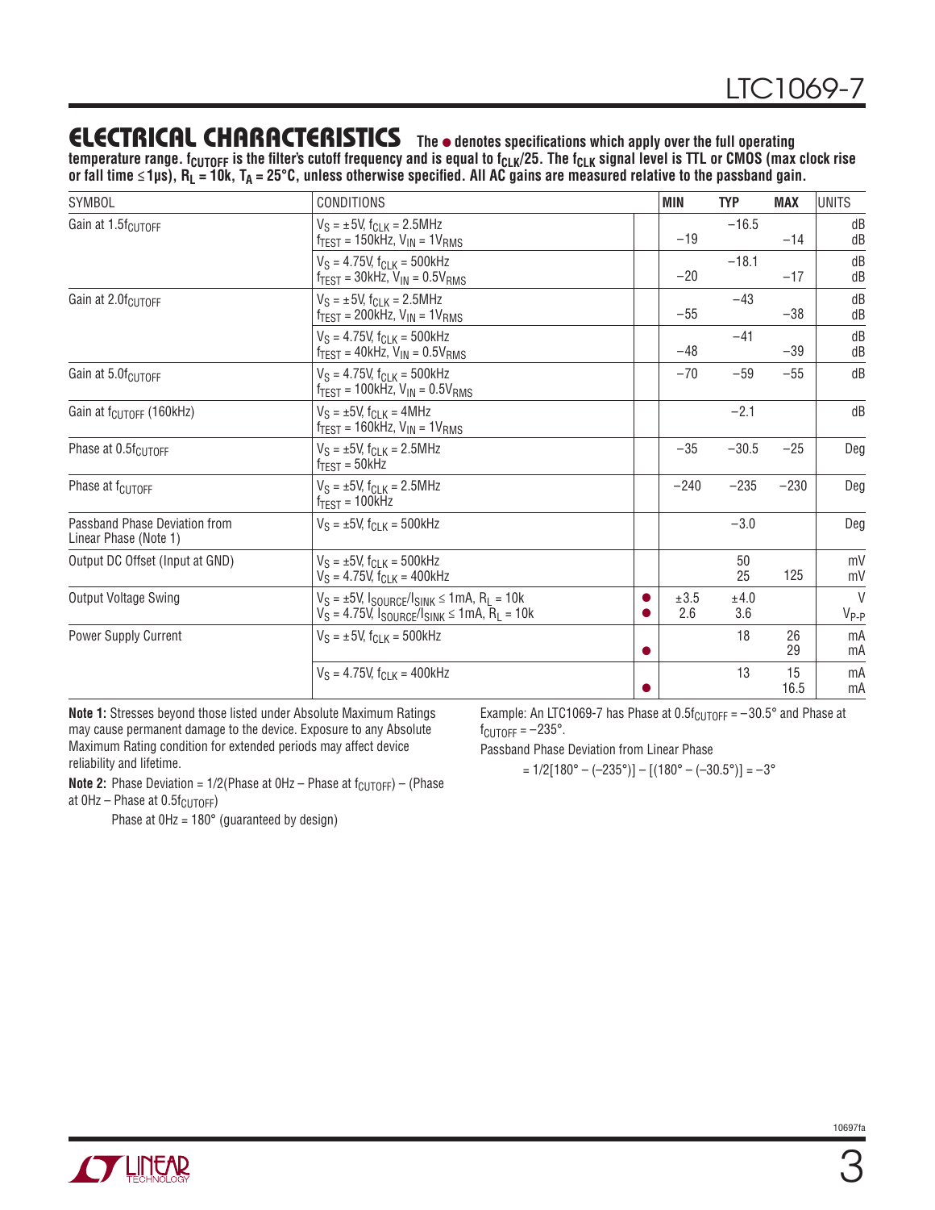## ELECTRICAL CHARACTERISTICS

**The ● denotes specifications which apply over the full operating temperature range. $f_{CUTOFF}$ is the filter's cutoff frequency and is equal to $f_{CLK}/25$. The $f_{CLK}$ signal level is TTL or CMOS (max clock rise or fall time ≤1µs), $R_L$ = 10k, $T_A$ = 25°C, unless otherwise specified. All AC gains are measured relative to the passband gain.**

| SYMBOL | CONDITIONS | | MIN | TYP | MAX | UNITS |
|---|---|---|---|---|---|---|
| Gain at $1.5f_{CUTOFF}$ | $V_S$ = ±5V, $f_{CLK}$ = 2.5MHz<br>$f_{TEST}$ = 150kHz, $V_{IN}$ = $1V_{RMS}$ | | <br>−19 | −16.5 | <br>−14 | dB<br>dB |
| | $V_S$ = 4.75V, $f_{CLK}$ = 500kHz<br>$f_{TEST}$ = 30kHz, $V_{IN}$ = $0.5V_{RMS}$ | | <br>−20 | −18.1 | <br>−17 | dB<br>dB |
| Gain at $2.0f_{CUTOFF}$ | $V_S$ = ±5V, $f_{CLK}$ = 2.5MHz<br>$f_{TEST}$ = 200kHz, $V_{IN}$ = $1V_{RMS}$ | | <br>−55 | −43 | <br>−38 | dB<br>dB |
| | $V_S$ = 4.75V, $f_{CLK}$ = 500kHz<br>$f_{TEST}$ = 40kHz, $V_{IN}$ = $0.5V_{RMS}$ | | <br>−48 | −41 | <br>−39 | dB<br>dB |
| Gain at $5.0f_{CUTOFF}$ | $V_S$ = 4.75V, $f_{CLK}$ = 500kHz<br>$f_{TEST}$ = 100kHz, $V_{IN}$ = $0.5V_{RMS}$ | | −70 | −59 | −55 | dB |
| Gain at $f_{CUTOFF}$ (160kHz) | $V_S$ = ±5V, $f_{CLK}$ = 4MHz<br>$f_{TEST}$ = 160kHz, $V_{IN}$ = $1V_{RMS}$ | | | −2.1 | | dB |
| Phase at $0.5f_{CUTOFF}$ | $V_S$ = ±5V, $f_{CLK}$ = 2.5MHz<br>$f_{TEST}$ = 50kHz | | −35 | −30.5 | −25 | Deg |
| Phase at $f_{CUTOFF}$ | $V_S$ = ±5V, $f_{CLK}$ = 2.5MHz<br>$f_{TEST}$ = 100kHz | | −240 | −235 | −230 | Deg |
| Passband Phase Deviation from Linear Phase (Note 1) | $V_S$ = ±5V, $f_{CLK}$ = 500kHz | | | −3.0 | | Deg |
| Output DC Offset (Input at GND) | $V_S$ = ±5V, $f_{CLK}$ = 500kHz<br>$V_S$ = 4.75V, $f_{CLK}$ = 400kHz | | | 50<br>25 | <br>125 | mV<br>mV |
| Output Voltage Swing | $V_S$ = ±5V, $I_{SOURCE}/I_{SINK}$ ≤ 1mA, $R_L$ = 10k<br>$V_S$ = 4.75V, $I_{SOURCE}/I_{SINK}$ ≤ 1mA, $R_L$ = 10k | ●<br>● | ±3.5<br>2.6 | ±4.0<br>3.6 | | V<br>$V_{P-P}$ |
| Power Supply Current | $V_S$ = ±5V, $f_{CLK}$ = 500kHz | <br>● | | 18 | 26<br>29 | mA<br>mA |
| | $V_S$ = 4.75V, $f_{CLK}$ = 400kHz | <br>● | | 13 | 15<br>16.5 | mA<br>mA |

**Note 1:** Stresses beyond those listed under Absolute Maximum Ratings may cause permanent damage to the device. Exposure to any Absolute Maximum Rating condition for extended periods may affect device reliability and lifetime.

**Note 2:** Phase Deviation = 1/2(Phase at 0Hz – Phase at $f_{CUTOFF}$) – (Phase at 0Hz – Phase at $0.5f_{CUTOFF}$)

Phase at 0Hz = 180° (guaranteed by design)

Example: An LTC1069-7 has Phase at $0.5f_{CUTOFF}$ = –30.5° and Phase at $f_{CUTOFF}$ = –235°.

Passband Phase Deviation from Linear Phase

= 1/2[180° – (–235°)] – [(180° – (–30.5°)] = –3°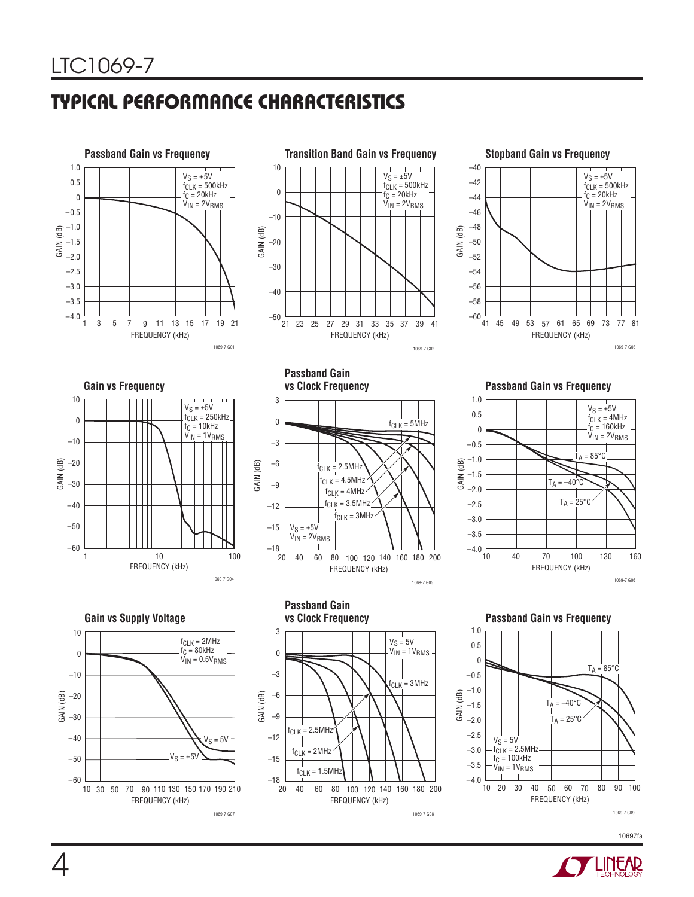## TYPICAL PERFORMANCE CHARACTERISTICS

**Passband Gain vs Frequency**

$V_S = \pm5V$, $f_{CLK} = 500kHz$, $f_C = 20kHz$, $V_{IN} = 2V_{RMS}$

GAIN (dB) vs FREQUENCY (kHz)

1069-7 G01

**Transition Band Gain vs Frequency**

$V_S = \pm5V$, $f_{CLK} = 500kHz$, $f_C = 20kHz$, $V_{IN} = 2V_{RMS}$

GAIN (dB) vs FREQUENCY (kHz)

1069-7 G02

**Stopband Gain vs Frequency**

$V_S = \pm5V$, $f_{CLK} = 500kHz$, $f_C = 20kHz$, $V_{IN} = 2V_{RMS}$

GAIN (dB) vs FREQUENCY (kHz)

1069-7 G03

**Gain vs Frequency**

$V_S = \pm5V$, $f_{CLK} = 250kHz$, $f_C = 10kHz$, $V_{IN} = 1V_{RMS}$

GAIN (dB) vs FREQUENCY (kHz)

1069-7 G04

**Passband Gain vs Clock Frequency**

$V_S = \pm5V$, $V_{IN} = 2V_{RMS}$; $f_{CLK} = 5MHz$, $f_{CLK} = 4.5MHz$, $f_{CLK} = 4MHz$, $f_{CLK} = 3.5MHz$, $f_{CLK} = 3MHz$, $f_{CLK} = 2.5MHz$

GAIN (dB) vs FREQUENCY (kHz)

1069-7 G05

**Passband Gain vs Frequency**

$V_S = \pm5V$, $f_{CLK} = 4MHz$, $f_C = 160kHz$, $V_{IN} = 2V_{RMS}$; $T_A = 85°C$, $T_A = -40°C$, $T_A = 25°C$

GAIN (dB) vs FREQUENCY (kHz)

1069-7 G06

**Gain vs Supply Voltage**

$f_{CLK} = 2MHz$, $f_C = 80kHz$, $V_{IN} = 0.5V_{RMS}$; $V_S = 5V$, $V_S = \pm5V$

GAIN (dB) vs FREQUENCY (kHz)

1069-7 G07

**Passband Gain vs Clock Frequency**

$V_S = 5V$, $V_{IN} = 1V_{RMS}$; $f_{CLK} = 3MHz$, $f_{CLK} = 2.5MHz$, $f_{CLK} = 2MHz$, $f_{CLK} = 1.5MHz$

GAIN (dB) vs FREQUENCY (kHz)

1069-7 G08

**Passband Gain vs Frequency**

$V_S = 5V$, $f_{CLK} = 2.5MHz$, $f_C = 100kHz$, $V_{IN} = 1V_{RMS}$; $T_A = 85°C$, $T_A = -40°C$, $T_A = 25°C$

GAIN (dB) vs FREQUENCY (kHz)

1069-7 G09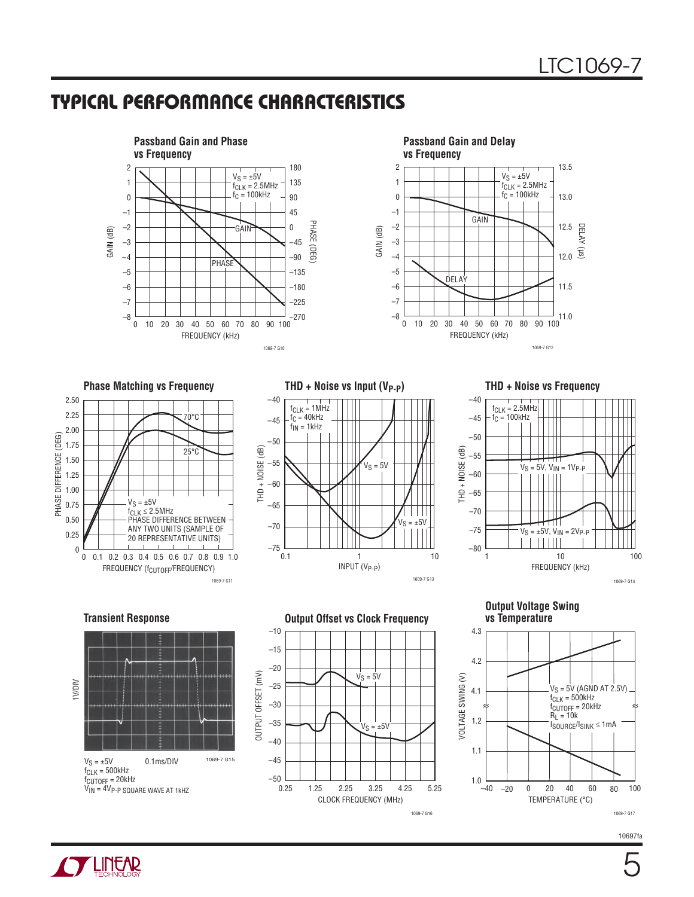## TYPICAL PERFORMANCE CHARACTERISTICS

**Passband Gain and Phase vs Frequency**

$V_S = ±5V$
$f_{CLK} = 2.5MHz$
$f_C = 100kHz$

GAIN (dB) / PHASE (DEG) vs FREQUENCY (kHz)

1069-7 G10

**Passband Gain and Delay vs Frequency**

$V_S = ±5V$
$f_{CLK} = 2.5MHz$
$f_C = 100kHz$

GAIN (dB) / DELAY (µs) vs FREQUENCY (kHz)

1069-7 G12

**Phase Matching vs Frequency**

$V_S = ±5V$
$f_{CLK} \le 2.5MHz$
PHASE DIFFERENCE BETWEEN ANY TWO UNITS (SAMPLE OF 20 REPRESENTATIVE UNITS)

PHASE DIFFERENCE (DEG) vs FREQUENCY ($f_{CUTOFF}$/FREQUENCY); curves at 70°C and 25°C

1069-7 G11

**THD + Noise vs Input ($V_{P-P}$)**

$f_{CLK} = 1MHz$
$f_C = 40kHz$
$f_{IN} = 1kHz$

THD + NOISE (dB) vs INPUT ($V_{P-P}$); curves for $V_S = 5V$ and $V_S = ±5V$

1609-7 G13

**THD + Noise vs Frequency**

$f_{CLK} = 2.5MHz$
$f_C = 100kHz$

THD + NOISE (dB) vs FREQUENCY (kHz); curves for $V_S = 5V$, $V_{IN} = 1V_{P-P}$ and $V_S = ±5V$, $V_{IN} = 2V_{P-P}$

1069-7 G14

**Transient Response**

1V/DIV, 0.1ms/DIV

$V_S = ±5V$
$f_{CLK} = 500kHz$
$f_{CUTOFF} = 20kHz$
$V_{IN} = 4V_{P-P}$ SQUARE WAVE AT 1kHz

1069-7 G15

**Output Offset vs Clock Frequency**

OUTPUT OFFSET (mV) vs CLOCK FREQUENCY (MHz); curves for $V_S = 5V$ and $V_S = ±5V$

1069-7 G16

**Output Voltage Swing vs Temperature**

$V_S = 5V$ (AGND AT 2.5V)
$f_{CLK} = 500kHz$
$f_{CUTOFF} = 20kHz$
$R_L = 10k$
$I_{SOURCE}/I_{SINK} \le 1mA$

VOLTAGE SWING (V) vs TEMPERATURE (°C)

1069-7 G17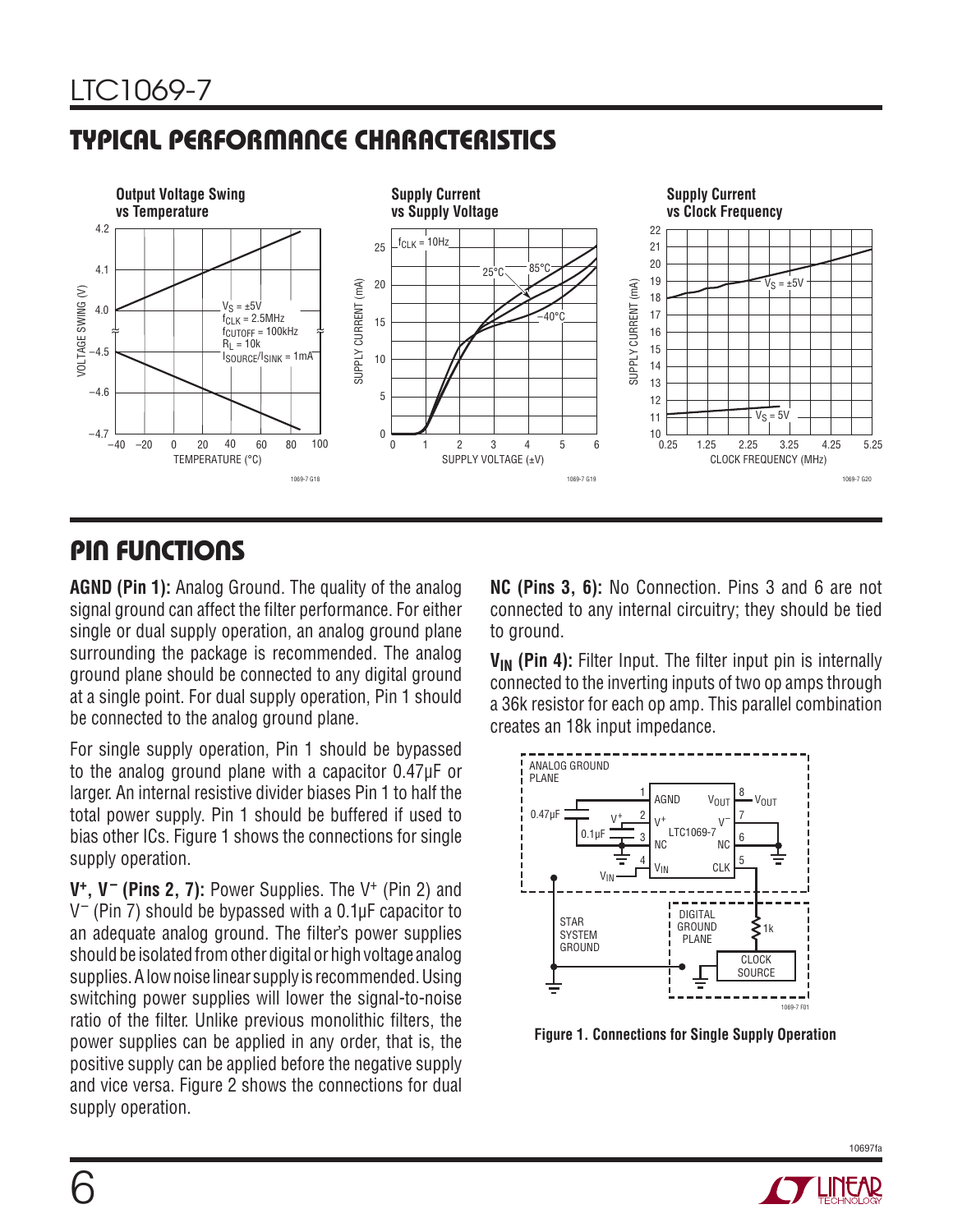## TYPICAL PERFORMANCE CHARACTERISTICS

**Output Voltage Swing vs Temperature**

**Supply Current vs Supply Voltage**

**Supply Current vs Clock Frequency**

## PIN FUNCTIONS

**AGND (Pin 1):** Analog Ground. The quality of the analog signal ground can affect the filter performance. For either single or dual supply operation, an analog ground plane surrounding the package is recommended. The analog ground plane should be connected to any digital ground at a single point. For dual supply operation, Pin 1 should be connected to the analog ground plane.

For single supply operation, Pin 1 should be bypassed to the analog ground plane with a capacitor 0.47µF or larger. An internal resistive divider biases Pin 1 to half the total power supply. Pin 1 should be buffered if used to bias other ICs. Figure 1 shows the connections for single supply operation.

**$V^+$, $V^-$ (Pins 2, 7):** Power Supplies. The $V^+$ (Pin 2) and $V^-$ (Pin 7) should be bypassed with a 0.1µF capacitor to an adequate analog ground. The filter's power supplies should be isolated from other digital or high voltage analog supplies. A low noise linear supply is recommended. Using switching power supplies will lower the signal-to-noise ratio of the filter. Unlike previous monolithic filters, the power supplies can be applied in any order, that is, the positive supply can be applied before the negative supply and vice versa. Figure 2 shows the connections for dual supply operation.

**NC (Pins 3, 6):** No Connection. Pins 3 and 6 are not connected to any internal circuitry; they should be tied to ground.

**$V_{IN}$ (Pin 4):** Filter Input. The filter input pin is internally connected to the inverting inputs of two op amps through a 36k resistor for each op amp. This parallel combination creates an 18k input impedance.

**Figure 1. Connections for Single Supply Operation**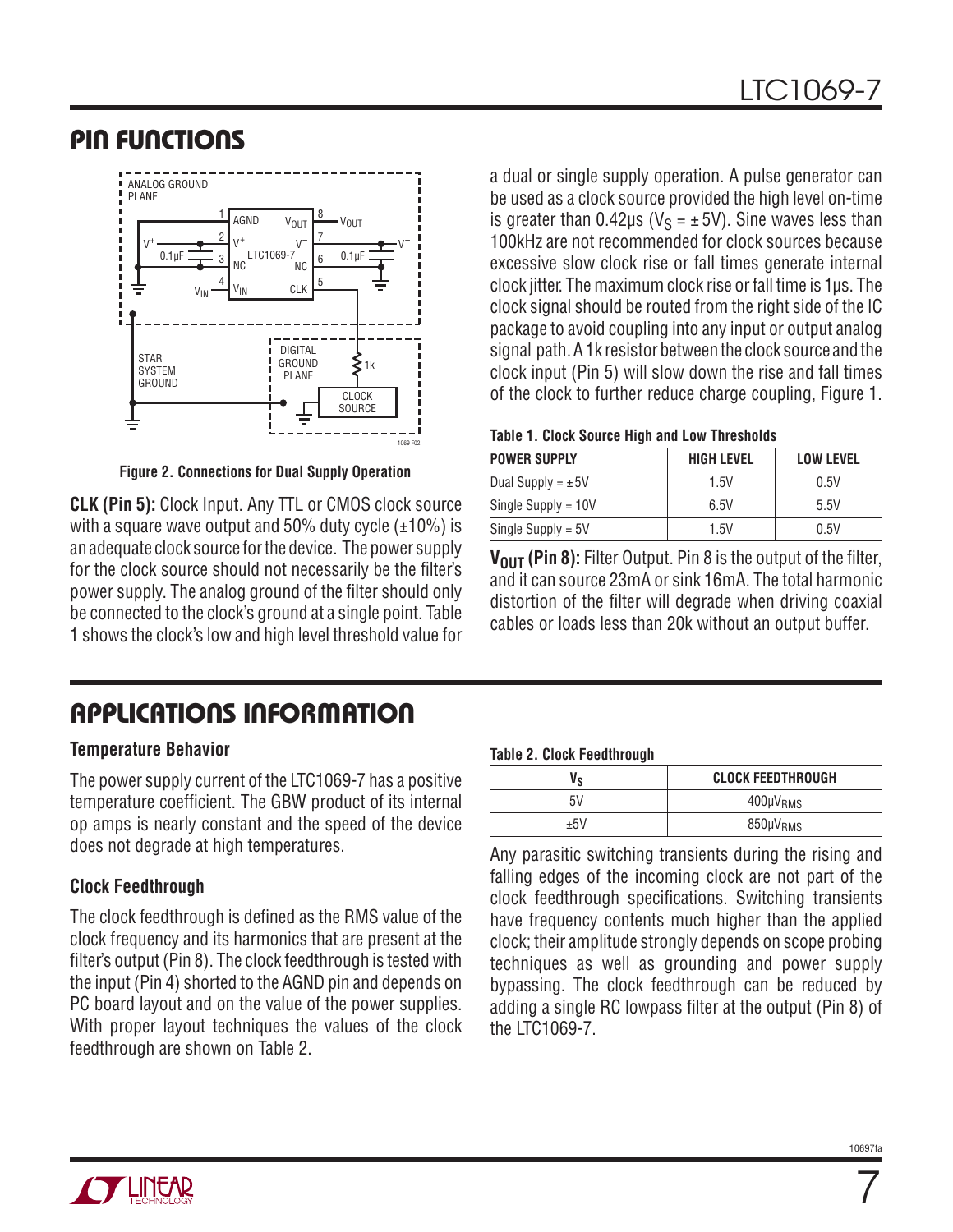## PIN FUNCTIONS

Figure 2. Connections for Dual Supply Operation

**CLK (Pin 5):** Clock Input. Any TTL or CMOS clock source with a square wave output and 50% duty cycle (±10%) is an adequate clock source for the device. The power supply for the clock source should not necessarily be the filter's power supply. The analog ground of the filter should only be connected to the clock's ground at a single point. Table 1 shows the clock's low and high level threshold value for a dual or single supply operation. A pulse generator can be used as a clock source provided the high level on-time is greater than 0.42µs ($V_S$ = ±5V). Sine waves less than 100kHz are not recommended for clock sources because excessive slow clock rise or fall times generate internal clock jitter. The maximum clock rise or fall time is 1µs. The clock signal should be routed from the right side of the IC package to avoid coupling into any input or output analog signal path. A 1k resistor between the clock source and the clock input (Pin 5) will slow down the rise and fall times of the clock to further reduce charge coupling, Figure 1.

**Table 1. Clock Source High and Low Thresholds**

| POWER SUPPLY | HIGH LEVEL | LOW LEVEL |
|---|---|---|
| Dual Supply = ±5V | 1.5V | 0.5V |
| Single Supply = 10V | 6.5V | 5.5V |
| Single Supply = 5V | 1.5V | 0.5V |

**$V_{OUT}$ (Pin 8):** Filter Output. Pin 8 is the output of the filter, and it can source 23mA or sink 16mA. The total harmonic distortion of the filter will degrade when driving coaxial cables or loads less than 20k without an output buffer.

## APPLICATIONS INFORMATION

### Temperature Behavior

The power supply current of the LTC1069-7 has a positive temperature coefficient. The GBW product of its internal op amps is nearly constant and the speed of the device does not degrade at high temperatures.

### Clock Feedthrough

The clock feedthrough is defined as the RMS value of the clock frequency and its harmonics that are present at the filter's output (Pin 8). The clock feedthrough is tested with the input (Pin 4) shorted to the AGND pin and depends on PC board layout and on the value of the power supplies. With proper layout techniques the values of the clock feedthrough are shown on Table 2.

**Table 2. Clock Feedthrough**

| $V_S$ | CLOCK FEEDTHROUGH |
|---|---|
| 5V | 400µ$V_{RMS}$ |
| ±5V | 850µ$V_{RMS}$ |

Any parasitic switching transients during the rising and falling edges of the incoming clock are not part of the clock feedthrough specifications. Switching transients have frequency contents much higher than the applied clock; their amplitude strongly depends on scope probing techniques as well as grounding and power supply bypassing. The clock feedthrough can be reduced by adding a single RC lowpass filter at the output (Pin 8) of the LTC1069-7.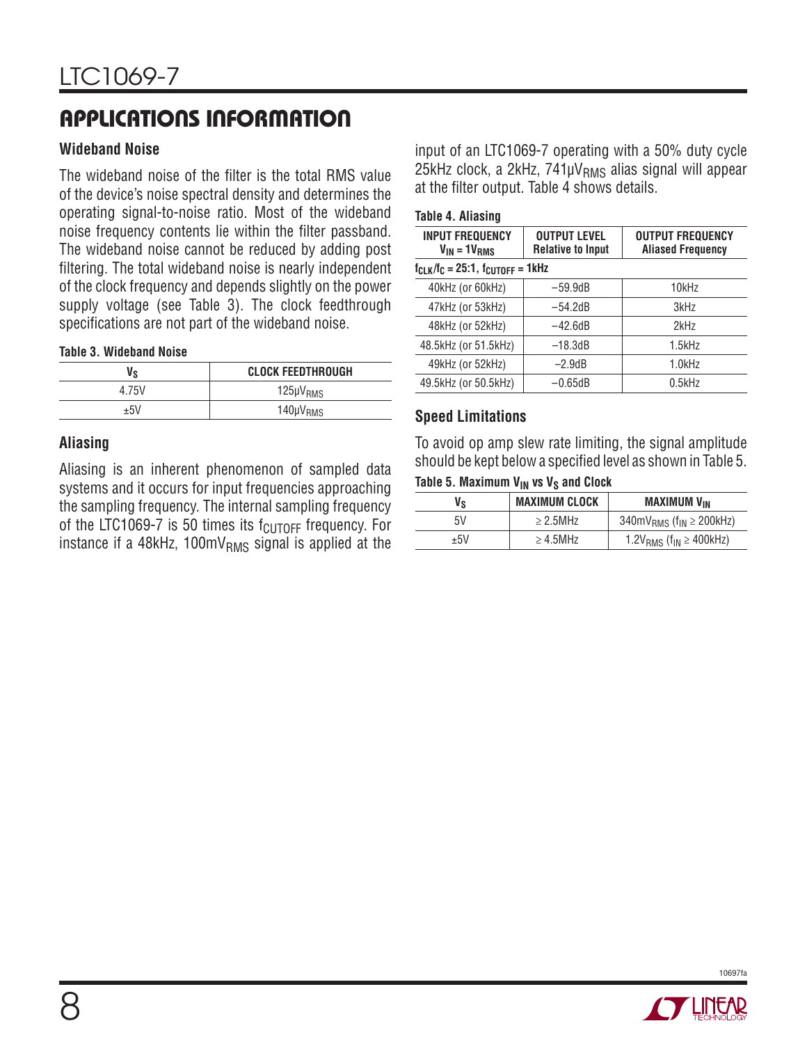## APPLICATIONS INFORMATION

### Wideband Noise

The wideband noise of the filter is the total RMS value of the device's noise spectral density and determines the operating signal-to-noise ratio. Most of the wideband noise frequency contents lie within the filter passband. The wideband noise cannot be reduced by adding post filtering. The total wideband noise is nearly independent of the clock frequency and depends slightly on the power supply voltage (see Table 3). The clock feedthrough specifications are not part of the wideband noise.

**Table 3. Wideband Noise**

| $V_S$ | CLOCK FEEDTHROUGH |
|---|---|
| 4.75V | $125\mu V_{RMS}$ |
| ±5V | $140\mu V_{RMS}$ |

### Aliasing

Aliasing is an inherent phenomenon of sampled data systems and it occurs for input frequencies approaching the sampling frequency. The internal sampling frequency of the LTC1069-7 is 50 times its $f_{CUTOFF}$ frequency. For instance if a 48kHz, $100mV_{RMS}$ signal is applied at the input of an LTC1069-7 operating with a 50% duty cycle 25kHz clock, a 2kHz, $741\mu V_{RMS}$ alias signal will appear at the filter output. Table 4 shows details.

**Table 4. Aliasing**

| INPUT FREQUENCY $V_{IN} = 1V_{RMS}$ | OUTPUT LEVEL Relative to Input | OUTPUT FREQUENCY Aliased Frequency |
|---|---|---|
| $f_{CLK}/f_C = 25:1$, $f_{CUTOFF} = 1kHz$ | | |
| 40kHz (or 60kHz) | −59.9dB | 10kHz |
| 47kHz (or 53kHz) | −54.2dB | 3kHz |
| 48kHz (or 52kHz) | −42.6dB | 2kHz |
| 48.5kHz (or 51.5kHz) | −18.3dB | 1.5kHz |
| 49kHz (or 52kHz) | −2.9dB | 1.0kHz |
| 49.5kHz (or 50.5kHz) | −0.65dB | 0.5kHz |

### Speed Limitations

To avoid op amp slew rate limiting, the signal amplitude should be kept below a specified level as shown in Table 5.

**Table 5. Maximum $V_{IN}$ vs $V_S$ and Clock**

| $V_S$ | MAXIMUM CLOCK | MAXIMUM $V_{IN}$ |
|---|---|---|
| 5V | ≥ 2.5MHz | $340mV_{RMS}$ ($f_{IN} \geq 200kHz$) |
| ±5V | ≥ 4.5MHz | $1.2V_{RMS}$ ($f_{IN} \geq 400kHz$) |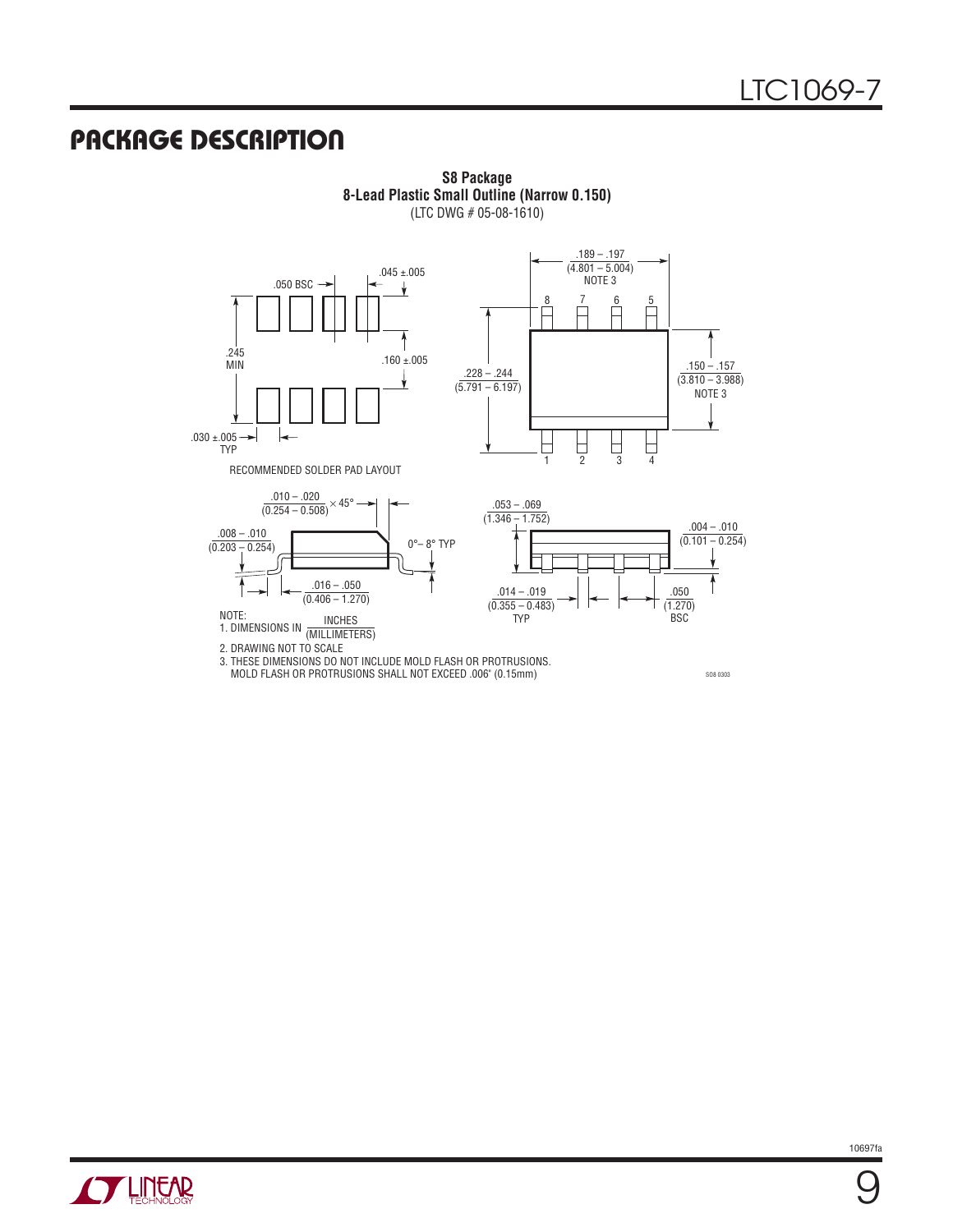## PACKAGE DESCRIPTION

**S8 Package**
**8-Lead Plastic Small Outline (Narrow 0.150)**
(LTC DWG # 05-08-1610)

.050 BSC

.045 ±.005

.245 MIN

.160 ±.005

.030 ±.005 TYP

RECOMMENDED SOLDER PAD LAYOUT

.189 – .197 (4.801 – 5.004) NOTE 3

.228 – .244 (5.791 – 6.197)

.150 – .157 (3.810 – 3.988) NOTE 3

.010 – .020 (0.254 – 0.508) × 45°

.008 – .010 (0.203 – 0.254)

0°– 8° TYP

.016 – .050 (0.406 – 1.270)

.053 – .069 (1.346 – 1.752)

.004 – .010 (0.101 – 0.254)

.014 – .019 (0.355 – 0.483) TYP

.050 (1.270) BSC

NOTE:
1. DIMENSIONS IN INCHES (MILLIMETERS)
2. DRAWING NOT TO SCALE
3. THESE DIMENSIONS DO NOT INCLUDE MOLD FLASH OR PROTRUSIONS. MOLD FLASH OR PROTRUSIONS SHALL NOT EXCEED .006" (0.15mm)

SO8 0303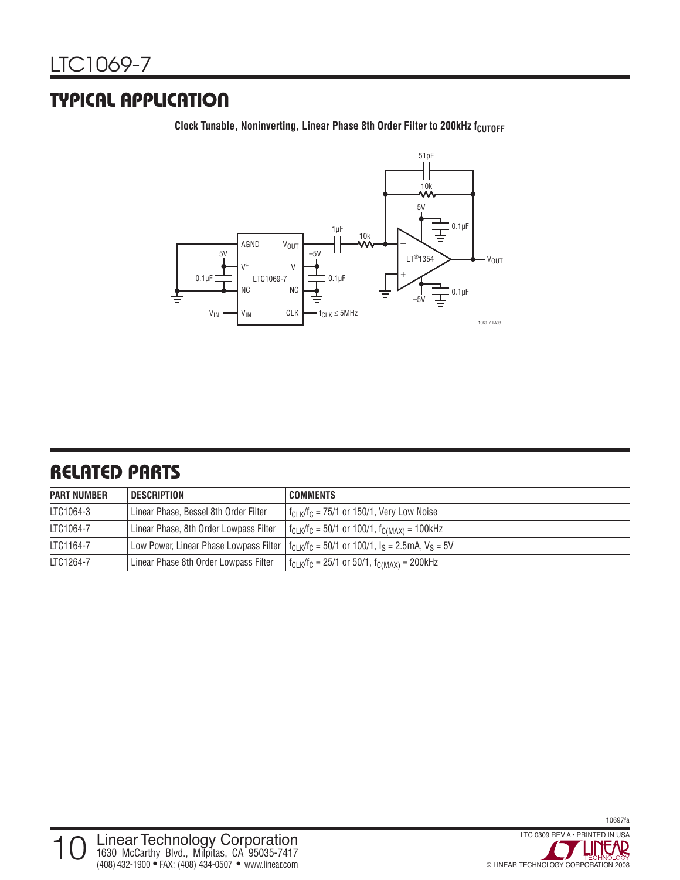## TYPICAL APPLICATION

**Clock Tunable, Noninverting, Linear Phase 8th Order Filter to 200kHz $f_{CUTOFF}$**

51pF
10k
5V
0.1µF
1µF
10k
AGND
$V_{OUT}$
–5V
5V
$V^+$
$V^-$
LT®1354
$V_{OUT}$
0.1µF
LTC1069-7
0.1µF
NC
NC
0.1µF
–5V
$V_{IN}$
$V_{IN}$
CLK
$f_{CLK} \le 5MHz$
1069-7 TA03

## RELATED PARTS

| PART NUMBER | DESCRIPTION | COMMENTS |
|---|---|---|
| LTC1064-3 | Linear Phase, Bessel 8th Order Filter | $f_{CLK}/f_C$ = 75/1 or 150/1, Very Low Noise |
| LTC1064-7 | Linear Phase, 8th Order Lowpass Filter | $f_{CLK}/f_C$ = 50/1 or 100/1, $f_{C(MAX)}$ = 100kHz |
| LTC1164-7 | Low Power, Linear Phase Lowpass Filter | $f_{CLK}/f_C$ = 50/1 or 100/1, $I_S$ = 2.5mA, $V_S$ = 5V |
| LTC1264-7 | Linear Phase 8th Order Lowpass Filter | $f_{CLK}/f_C$ = 25/1 or 50/1, $f_{C(MAX)}$ = 200kHz |

Linear Technology Corporation
1630 McCarthy Blvd., Milpitas, CA 95035-7417
(408) 432-1900 • FAX: (408) 434-0507 • www.linear.com

10697fa
LTC 0309 REV A • PRINTED IN USA
© LINEAR TECHNOLOGY CORPORATION 2008